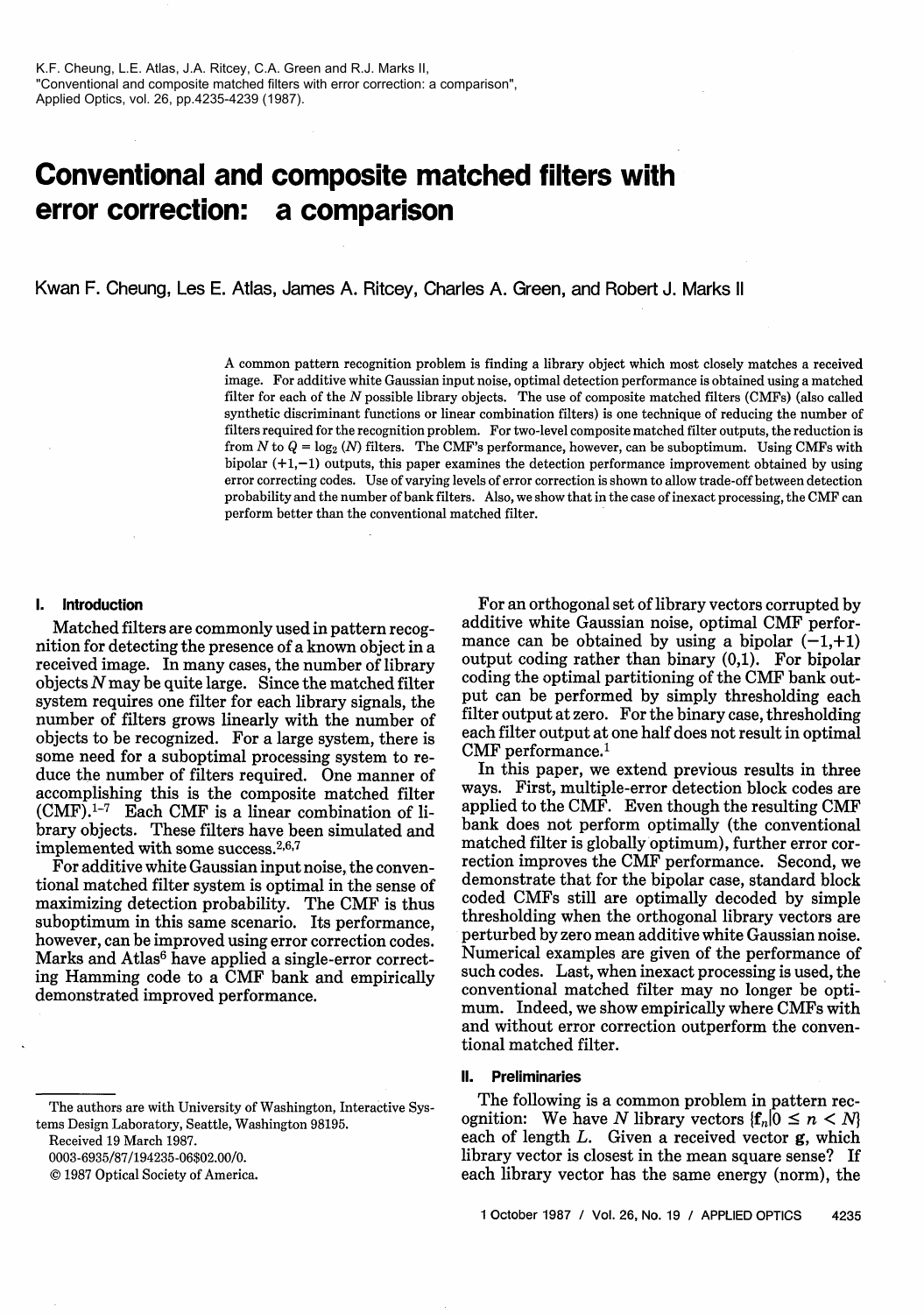K.F. Cheung, L.E. Atlas, J.A. Ritcey, C.A. Green and R.J. Marks II,
"Conventional and composite matched filters with error correction: a comparison",
Applied Optics, vol. 26, pp.4235-4239 (1987).

# Conventional and composite matched filters with error correction: a comparison

Kwan F. Cheung, Les E. Atlas, James A. Ritcey, Charles A. Green, and Robert J. Marks II

A common pattern recognition problem is finding a library object which most closely matches a received image. For additive white Gaussian input noise, optimal detection performance is obtained using a matched filter for each of the $N$ possible library objects. The use of composite matched filters (CMFs) (also called synthetic discriminant functions or linear combination filters) is one technique of reducing the number of filters required for the recognition problem. For two-level composite matched filter outputs, the reduction is from $N$ to $Q = \log_2 (N)$ filters. The CMF's performance, however, can be suboptimum. Using CMFs with bipolar (+1,−1) outputs, this paper examines the detection performance improvement obtained by using error correcting codes. Use of varying levels of error correction is shown to allow trade-off between detection probability and the number of bank filters. Also, we show that in the case of inexact processing, the CMF can perform better than the conventional matched filter.

## I. Introduction

Matched filters are commonly used in pattern recognition for detecting the presence of a known object in a received image. In many cases, the number of library objects $N$ may be quite large. Since the matched filter system requires one filter for each library signals, the number of filters grows linearly with the number of objects to be recognized. For a large system, there is some need for a suboptimal processing system to reduce the number of filters required. One manner of accomplishing this is the composite matched filter (CMF).[1–7] Each CMF is a linear combination of library objects. These filters have been simulated and implemented with some success.[2,6,7]

For additive white Gaussian input noise, the conventional matched filter system is optimal in the sense of maximizing detection probability. The CMF is thus suboptimum in this same scenario. Its performance, however, can be improved using error correction codes. Marks and Atlas[6] have applied a single-error correcting Hamming code to a CMF bank and empirically demonstrated improved performance.

For an orthogonal set of library vectors corrupted by additive white Gaussian noise, optimal CMF performance can be obtained by using a bipolar (−1,+1) output coding rather than binary (0,1). For bipolar coding the optimal partitioning of the CMF bank output can be performed by simply thresholding each filter output at zero. For the binary case, thresholding each filter output at one half does not result in optimal CMF performance.[1]

In this paper, we extend previous results in three ways. First, multiple-error detection block codes are applied to the CMF. Even though the resulting CMF bank does not perform optimally (the conventional matched filter is globally optimum), further error correction improves the CMF performance. Second, we demonstrate that for the bipolar case, standard block coded CMFs still are optimally decoded by simple thresholding when the orthogonal library vectors are perturbed by zero mean additive white Gaussian noise. Numerical examples are given of the performance of such codes. Last, when inexact processing is used, the conventional matched filter may no longer be optimum. Indeed, we show empirically where CMFs with and without error correction outperform the conventional matched filter.

## II. Preliminaries

The following is a common problem in pattern recognition: We have $N$ library vectors $\{\mathbf{f}_n | 0 \le n < N\}$ each of length $L$. Given a received vector $\mathbf{g}$, which library vector is closest in the mean square sense? If each library vector has the same energy (norm), the

The authors are with University of Washington, Interactive Systems Design Laboratory, Seattle, Washington 98195.

Received 19 March 1987.

0003-6935/87/194235-06$02.00/0.

© 1987 Optical Society of America.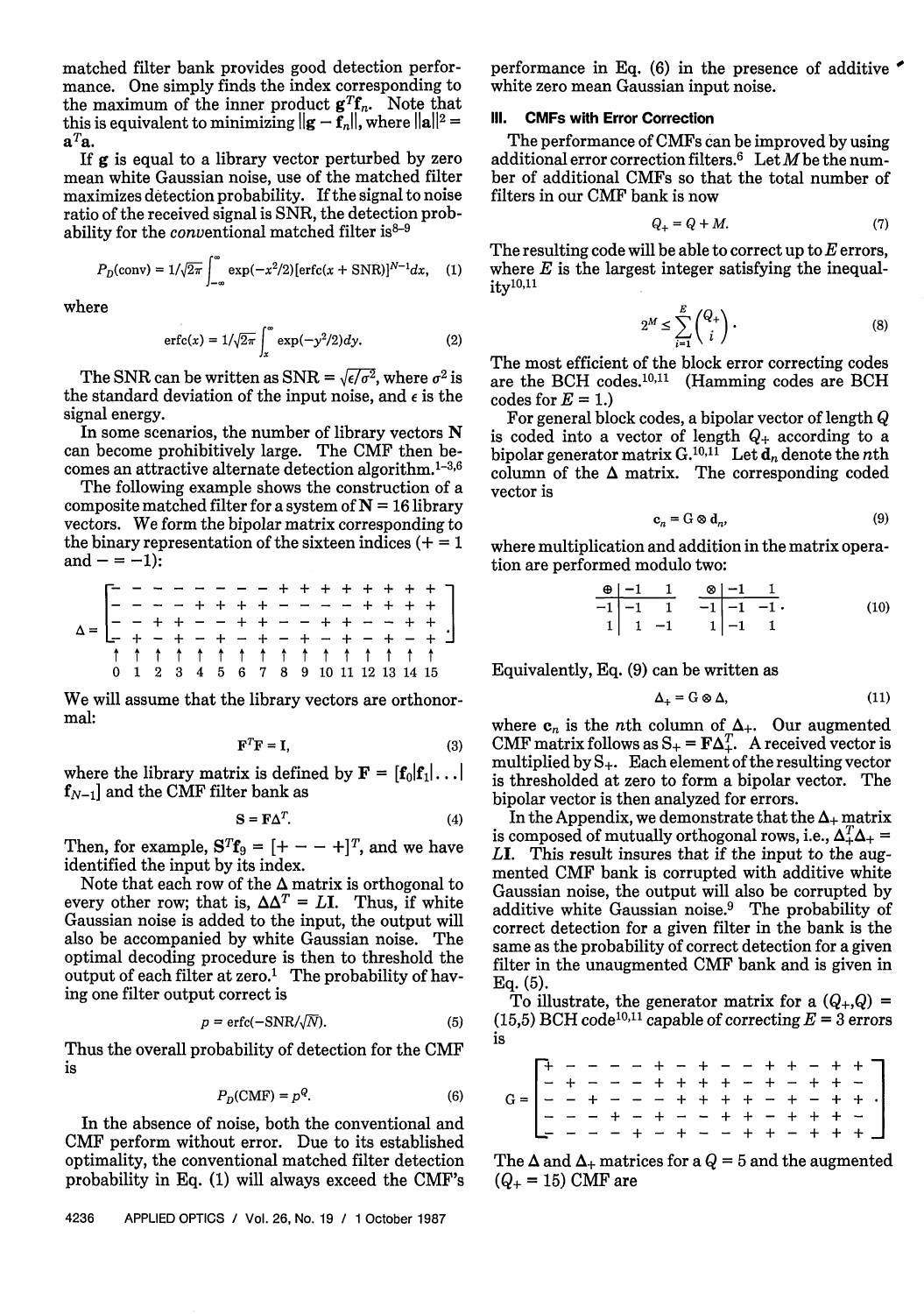matched filter bank provides good detection performance. One simply finds the index corresponding to the maximum of the inner product $\mathbf{g}^T\mathbf{f}_n$. Note that this is equivalent to minimizing $\|\mathbf{g} - \mathbf{f}_n\|$, where $\|\mathbf{a}\|^2 = \mathbf{a}^T\mathbf{a}$.

If $\mathbf{g}$ is equal to a library vector perturbed by zero mean white Gaussian noise, use of the matched filter maximizes detection probability. If the signal to noise ratio of the received signal is SNR, the detection probability for the *conventional* matched filter is[8–9]

$$P_D(\text{conv}) = 1/\sqrt{2\pi} \int_{-\infty}^{\infty} \exp(-x^2/2)[\text{erfc}(x + \text{SNR})]^{N-1}dx, \quad (1)$$

where

$$\text{erfc}(x) = 1/\sqrt{2\pi} \int_{x}^{\infty} \exp(-y^2/2)dy. \quad (2)$$

The SNR can be written as $\text{SNR} = \sqrt{\epsilon/\sigma^2}$, where $\sigma^2$ is the standard deviation of the input noise, and $\epsilon$ is the signal energy.

In some scenarios, the number of library vectors $\mathbf{N}$ can become prohibitively large. The CMF then becomes an attractive alternate detection algorithm.[1–3,6]

The following example shows the construction of a composite matched filter for a system of $\mathbf{N} = 16$ library vectors. We form the bipolar matrix corresponding to the binary representation of the sixteen indices ($+ = 1$ and $- = -1$):

$$\Delta = \begin{bmatrix} - & - & - & - & - & - & - & - & + & + & + & + & + & + & + & + \\ - & - & - & - & + & + & + & + & - & - & - & - & + & + & + & + \\ - & - & + & + & - & - & + & + & - & - & + & + & - & - & + & + \\ - & + & - & + & - & + & - & + & - & + & - & + & - & + & - & + \end{bmatrix}.$$
$$\begin{matrix} \uparrow & \uparrow & \uparrow & \uparrow & \uparrow & \uparrow & \uparrow & \uparrow & \uparrow & \uparrow & \uparrow & \uparrow & \uparrow & \uparrow & \uparrow & \uparrow \\ 0 & 1 & 2 & 3 & 4 & 5 & 6 & 7 & 8 & 9 & 10 & 11 & 12 & 13 & 14 & 15 \end{matrix}$$

We will assume that the library vectors are orthonormal:

$$\mathbf{F}^T\mathbf{F} = \mathbf{I}, \quad (3)$$

where the library matrix is defined by $\mathbf{F} = [\mathbf{f}_0|\mathbf{f}_1|\ldots|\mathbf{f}_{N-1}]$ and the CMF filter bank as

$$\mathbf{S} = \mathbf{F}\Delta^T. \quad (4)$$

Then, for example, $\mathbf{S}^T\mathbf{f}_9 = [+ \; - \; - \; +]^T$, and we have identified the input by its index.

Note that each row of the $\Delta$ matrix is orthogonal to every other row; that is, $\Delta\Delta^T = L\mathbf{I}$. Thus, if white Gaussian noise is added to the input, the output will also be accompanied by white Gaussian noise. The optimal decoding procedure is then to threshold the output of each filter at zero.[1] The probability of having one filter output correct is

$$p = \text{erfc}(-\text{SNR}/\sqrt{N}). \quad (5)$$

Thus the overall probability of detection for the CMF is

$$P_D(\text{CMF}) = p^Q. \quad (6)$$

In the absence of noise, both the conventional and CMF perform without error. Due to its established optimality, the conventional matched filter detection probability in Eq. (1) will always exceed the CMF's performance in Eq. (6) in the presence of additive white zero mean Gaussian input noise.

## III. CMFs with Error Correction

The performance of CMFs can be improved by using additional error correction filters.[6] Let $M$ be the number of additional CMFs so that the total number of filters in our CMF bank is now

$$Q_+ = Q + M. \quad (7)$$

The resulting code will be able to correct up to $E$ errors, where $E$ is the largest integer satisfying the inequality[10,11]

$$2^M \leq \sum_{i=1}^{E} \binom{Q_+}{i}. \quad (8)$$

The most efficient of the block error correcting codes are the BCH codes.[10,11] (Hamming codes are BCH codes for $E = 1$.)

For general block codes, a bipolar vector of length $Q$ is coded into a vector of length $Q_+$ according to a bipolar generator matrix G.[10,11] Let $\mathbf{d}_n$ denote the $n$th column of the $\Delta$ matrix. The corresponding coded vector is

$$\mathbf{c}_n = \text{G} \otimes \mathbf{d}_n, \quad (9)$$

where multiplication and addition in the matrix operation are performed modulo two:

$$\begin{array}{c|cc} \oplus & -1 & 1 \\ \hline -1 & -1 & 1 \\ 1 & 1 & -1 \end{array} \qquad \begin{array}{c|cc} \otimes & -1 & 1 \\ \hline -1 & -1 & -1 \\ 1 & -1 & 1 \end{array}. \quad (10)$$

Equivalently, Eq. (9) can be written as

$$\Delta_+ = \text{G} \otimes \Delta, \quad (11)$$

where $\mathbf{c}_n$ is the $n$th column of $\Delta_+$. Our augmented CMF matrix follows as $\text{S}_+ = \mathbf{F}\Delta_+^T$. A received vector is multiplied by $\text{S}_+$. Each element of the resulting vector is thresholded at zero to form a bipolar vector. The bipolar vector is then analyzed for errors.

In the Appendix, we demonstrate that the $\Delta_+$ matrix is composed of mutually orthogonal rows, i.e., $\Delta_+^T\Delta_+ = L\mathbf{I}$. This result insures that if the input to the augmented CMF bank is corrupted with additive white Gaussian noise, the output will also be corrupted by additive white Gaussian noise.[9] The probability of correct detection for a given filter in the bank is the same as the probability of correct detection for a given filter in the unaugmented CMF bank and is given in Eq. (5).

To illustrate, the generator matrix for a $(Q_+,Q) = (15,5)$ BCH code[10,11] capable of correcting $E = 3$ errors is

$$\text{G} = \begin{bmatrix} + & - & - & - & - & + & - & + & - & - & + & + & - & + & + \\ - & + & - & - & - & + & + & + & + & - & + & - & + & + & - \\ - & - & + & - & - & - & + & + & + & + & - & + & - & + & + \\ - & - & - & + & - & + & - & - & + & + & - & + & + & + & - \\ - & - & - & - & + & - & + & - & - & + & + & - & + & + & + \end{bmatrix}.$$

The $\Delta$ and $\Delta_+$ matrices for a $Q = 5$ and the augmented $(Q_+ = 15)$ CMF are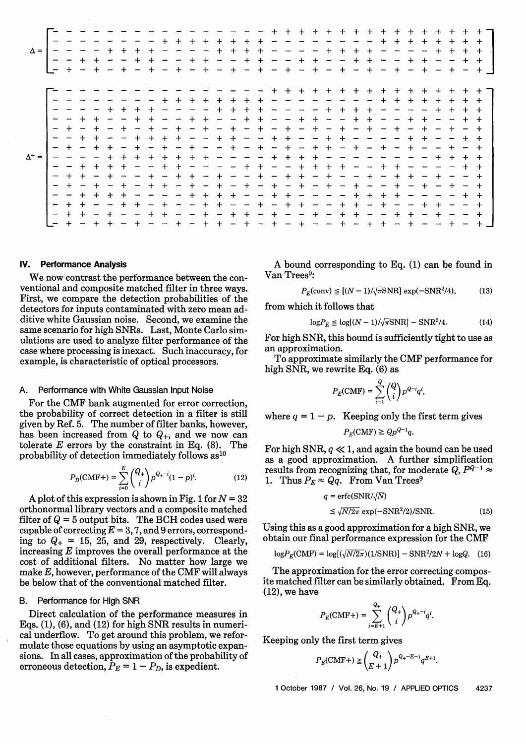$$
\Delta = \left[\begin{array}{*{32}{c}}
- & - & - & - & - & - & - & - & - & - & - & - & - & - & - & - & + & + & + & + & + & + & + & + & + & + & + & + & + & + & + & + \\
- & - & - & - & - & - & - & - & + & + & + & + & + & + & + & + & - & - & - & - & - & - & - & - & + & + & + & + & + & + & + & + \\
- & - & - & - & + & + & + & + & - & - & - & - & + & + & + & + & - & - & - & - & + & + & + & + & - & - & - & - & + & + & + & + \\
- & - & + & + & - & - & + & + & - & - & + & + & - & - & + & + & - & - & + & + & - & - & + & + & - & - & + & + & - & - & + & + \\
- & + & - & + & - & + & - & + & - & + & - & + & - & + & - & + & - & + & - & + & - & + & - & + & - & + & - & + & - & + & - & +
\end{array}\right]
$$

$$
\Delta^{+} = \left[\begin{array}{*{32}{c}}
- & - & - & - & - & - & - & - & - & - & - & - & - & - & - & - & + & + & + & + & + & + & + & + & + & + & + & + & + & + & + & + \\
- & - & - & - & - & - & - & - & + & + & + & + & + & + & + & + & - & - & - & - & - & - & - & - & + & + & + & + & + & + & + & + \\
- & - & - & - & + & + & + & + & - & - & - & - & + & + & + & + & - & - & - & - & + & + & + & + & - & - & - & - & + & + & + & + \\
- & - & + & + & - & - & + & + & - & - & + & + & - & - & + & + & - & - & + & + & - & - & + & + & - & - & + & + & - & - & + & + \\
- & + & - & + & - & + & - & + & - & + & - & + & - & + & - & + & - & + & - & + & - & + & - & + & - & + & - & + & - & + & - & + \\
- & - & + & + & - & - & + & + & + & + & - & - & + & + & - & - & + & + & - & - & + & + & - & - & - & - & + & + & - & - & + & + \\
- & + & - & + & + & - & + & - & + & - & + & - & - & + & - & + & - & + & - & + & + & - & + & - & + & - & + & - & - & + & - & + \\
- & - & - & - & + & + & + & + & + & + & + & + & - & - & - & - & + & + & + & + & - & - & - & - & - & - & - & - & + & + & + & + \\
- & - & + & + & + & + & - & - & + & + & - & - & - & - & + & + & - & - & + & + & + & + & - & - & + & + & - & - & - & - & + & + \\
- & + & + & - & + & - & - & + & - & + & + & - & + & - & - & + & - & + & + & - & + & - & - & + & - & + & + & - & + & - & - & + \\
- & + & - & + & - & + & - & + & + & - & + & - & + & - & + & - & + & - & + & - & + & - & + & - & - & + & - & + & - & + & - & + \\
- & - & + & + & + & + & - & - & - & - & + & + & + & + & - & - & + & + & - & - & - & - & + & + & + & + & - & - & - & - & + & + \\
- & + & + & - & - & + & + & - & + & - & - & + & + & - & - & + & - & + & + & - & - & + & + & - & + & - & - & + & + & - & - & + \\
- & + & + & - & + & - & - & + & + & - & - & + & - & + & + & - & + & - & - & + & - & + & + & - & - & + & + & - & + & - & - & + \\
- & + & - & + & + & - & + & - & - & + & - & + & + & - & + & - & + & - & + & - & - & + & - & + & + & - & + & - & - & + & - & +
\end{array}\right]
$$

## IV. Performance Analysis

We now contrast the performance between the conventional and composite matched filter in three ways. First, we compare the detection probabilities of the detectors for inputs contaminated with zero mean additive white Gaussian noise. Second, we examine the same scenario for high SNRs. Last, Monte Carlo simulations are used to analyze filter performance of the case where processing is inexact. Such inaccuracy, for example, is characteristic of optical processors.

### A. Performance with White Gaussian Input Noise

For the CMF bank augmented for error correction, the probability of correct detection in a filter is still given by Ref. 5. The number of filter banks, however, has been increased from $Q$ to $Q_+$, and we now can tolerate $E$ errors by the constraint in Eq. (8). The probability of detection immediately follows as[10]

$$P_D(\text{CMF+}) = \sum_{i=0}^{E} \binom{Q_+}{i} p^{Q_+ - i}(1-p)^i. \tag{12}$$

A plot of this expression is shown in Fig. 1 for $N = 32$ orthonormal library vectors and a composite matched filter of $Q = 5$ output bits. The BCH codes used were capable of correcting $E = 3, 7$, and $9$ errors, corresponding to $Q_+ = 15$, $25$, and $29$, respectively. Clearly, increasing $E$ improves the overall performance at the cost of additional filters. No matter how large we make $E$, however, performance of the CMF will always be below that of the conventional matched filter.

### B. Performance for High SNR

Direct calculation of the performance measures in Eqs. (1), (6), and (12) for high SNR results in numerical underflow. To get around this problem, we reformulate those equations by using an asymptotic expansions. In all cases, approximation of the probability of erroneous detection, $P_E = 1 - P_D$, is expedient.

A bound corresponding to Eq. (1) can be found in Van Trees[9]:

$$P_E(\text{conv}) \leq [(N-1)/\sqrt{\pi}\text{SNR}] \exp(-\text{SNR}^2/4), \tag{13}$$

from which it follows that

$$\log P_E \leq \log[(N-1)/\sqrt{\pi}\text{SNR}] - \text{SNR}^2/4. \tag{14}$$

For high SNR, this bound is sufficiently tight to use as an approximation.

To approximate similarly the CMF performance for high SNR, we rewrite Eq. (6) as

$$P_E(\text{CMF}) = \sum_{i=1}^{Q} \binom{Q}{i} p^{Q-i} q^i,$$

where $q = 1 - p$. Keeping only the first term gives

$$P_E(\text{CMF}) \geq Q p^{Q-1} q.$$

For high SNR, $q \ll 1$, and again the bound can be used as a good approximation. A further simplification results from recognizing that, for moderate $Q$, $P^{Q-1} \approx 1$. Thus $P_E \approx Qq$. From Van Trees[9]

$$q = \text{erfc}(\text{SNR}/\sqrt{N}) \leq \sqrt{N/2\pi} \exp(-\text{SNR}^2/2)/\text{SNR}. \tag{15}$$

Using this as a good approximation for a high SNR, we obtain our final performance expression for the CMF

$$\log P_E(\text{CMF}) = \log[(\sqrt{N/2\pi})(1/\text{SNR})] - \text{SNR}^2/2N + \log Q. \tag{16}$$

The approximation for the error correcting composite matched filter can be similarly obtained. From Eq. (12), we have

$$P_E(\text{CMF+}) = \sum_{i=E+1}^{Q_+} \binom{Q_+}{i} p^{Q_+ - i} q^i.$$

Keeping only the first term gives

$$P_E(\text{CMF+}) \geq \binom{Q_+}{E+1} p^{Q_+ - E - 1} q^{E+1}.$$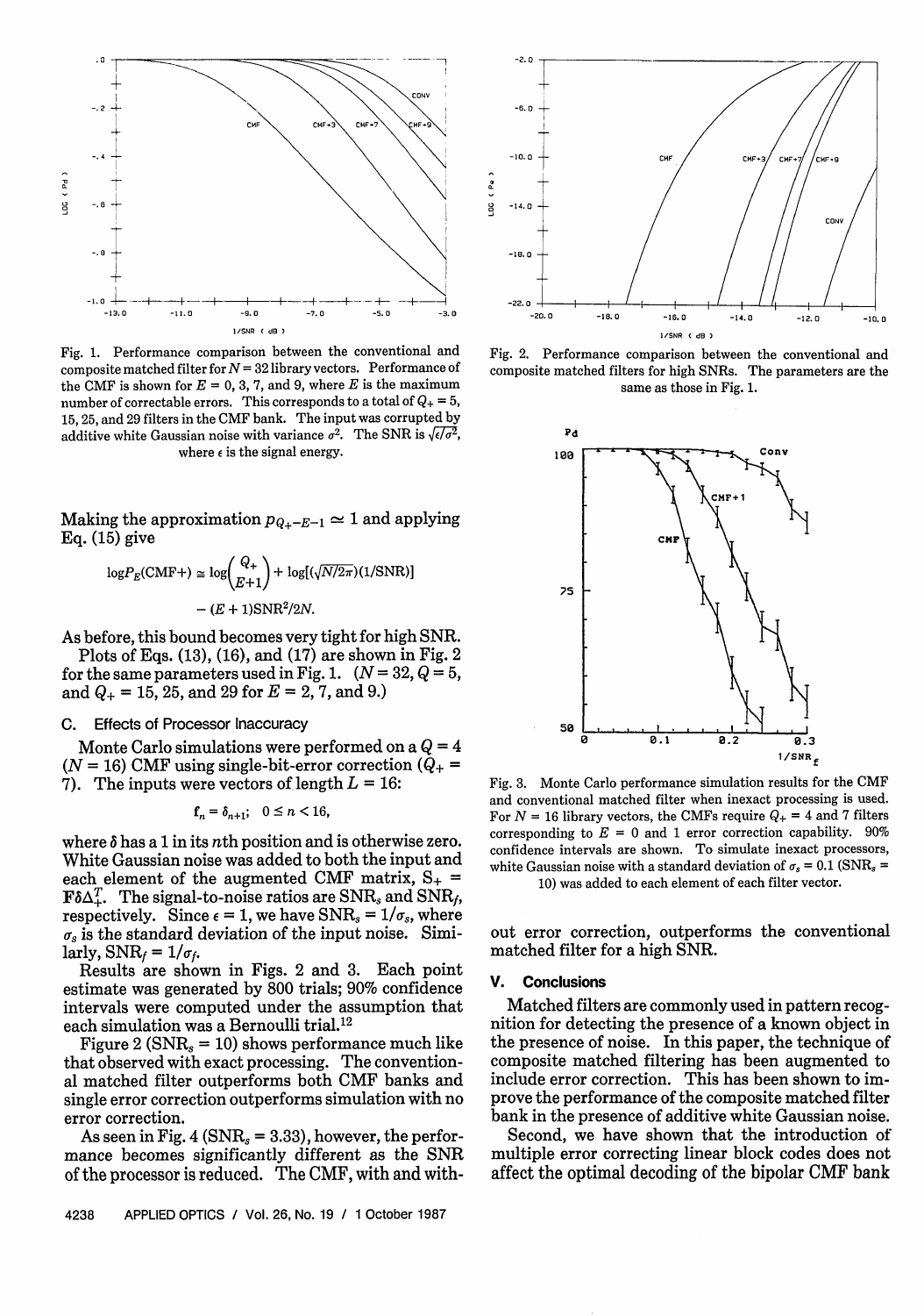Fig. 1. Performance comparison between the conventional and composite matched filter for $N = 32$ library vectors. Performance of the CMF is shown for $E = 0, 3, 7$, and $9$, where $E$ is the maximum number of correctable errors. This corresponds to a total of $Q_+ = 5$, 15, 25, and 29 filters in the CMF bank. The input was corrupted by additive white Gaussian noise with variance $\sigma^2$. The SNR is $\sqrt{\epsilon/\sigma^2}$, where $\epsilon$ is the signal energy.

Making the approximation $p_{Q_+-E-1} \simeq 1$ and applying Eq. (15) give

$$\log P_E(\text{CMF}+) \cong \log\binom{Q_+}{E+1} + \log[(\sqrt{N/2\pi})(1/\text{SNR})] - (E+1)\text{SNR}^2/2N.$$

As before, this bound becomes very tight for high SNR.

Plots of Eqs. (13), (16), and (17) are shown in Fig. 2 for the same parameters used in Fig. 1. ($N = 32$, $Q = 5$, and $Q_+ = 15$, 25, and 29 for $E = 2$, 7, and 9.)

### C. Effects of Processor Inaccuracy

Monte Carlo simulations were performed on a $Q = 4$ ($N = 16$) CMF using single-bit-error correction ($Q_+ = 7$). The inputs were vectors of length $L = 16$:

$$\mathbf{f}_n = \delta_{n+1}; \quad 0 \leq n < 16,$$

where $\delta$ has a 1 in its $n$th position and is otherwise zero. White Gaussian noise was added to both the input and each element of the augmented CMF matrix, $\mathbf{S}_+ = \mathbf{F}\delta\Delta_+^T$. The signal-to-noise ratios are $\text{SNR}_s$ and $\text{SNR}_f$, respectively. Since $\epsilon = 1$, we have $\text{SNR}_s = 1/\sigma_s$, where $\sigma_s$ is the standard deviation of the input noise. Similarly, $\text{SNR}_f = 1/\sigma_f$.

Results are shown in Figs. 2 and 3. Each point estimate was generated by 800 trials; 90% confidence intervals were computed under the assumption that each simulation was a Bernoulli trial.[12]

Figure 2 ($\text{SNR}_s = 10$) shows performance much like that observed with exact processing. The conventional matched filter outperforms both CMF banks and single error correction outperforms simulation with no error correction.

As seen in Fig. 4 ($\text{SNR}_s = 3.33$), however, the performance becomes significantly different as the SNR of the processor is reduced. The CMF, with and without error correction, outperforms the conventional matched filter for a high SNR.

Fig. 2. Performance comparison between the conventional and composite matched filters for high SNRs. The parameters are the same as those in Fig. 1.

Fig. 3. Monte Carlo performance simulation results for the CMF and conventional matched filter when inexact processing is used. For $N = 16$ library vectors, the CMFs require $Q_+ = 4$ and 7 filters corresponding to $E = 0$ and 1 error correction capability. 90% confidence intervals are shown. To simulate inexact processors, white Gaussian noise with a standard deviation of $\sigma_s = 0.1$ ($\text{SNR}_s = 10$) was added to each element of each filter vector.

## V. Conclusions

Matched filters are commonly used in pattern recognition for detecting the presence of a known object in the presence of noise. In this paper, the technique of composite matched filtering has been augmented to include error correction. This has been shown to improve the performance of the composite matched filter bank in the presence of additive white Gaussian noise.

Second, we have shown that the introduction of multiple error correcting linear block codes does not affect the optimal decoding of the bipolar CMF bank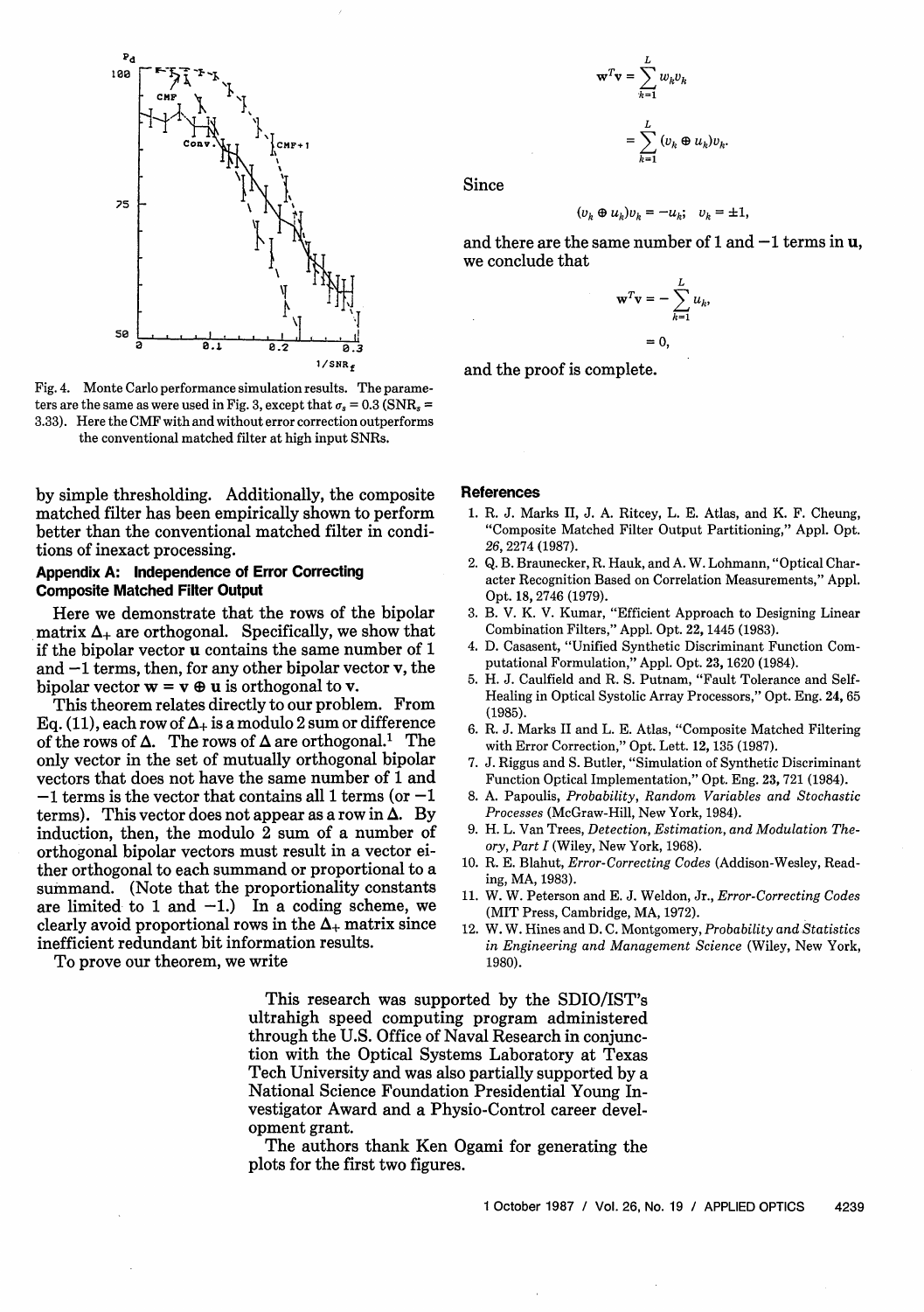Pd
100
CMF
Conv.
CMF+1
75
50
0
0.1
0.2
0.3
1/SNR$_f$

Fig. 4. Monte Carlo performance simulation results. The parameters are the same as were used in Fig. 3, except that $\sigma_s = 0.3$ (SNR$_s$ = 3.33). Here the CMF with and without error correction outperforms the conventional matched filter at high input SNRs.

by simple thresholding. Additionally, the composite matched filter has been empirically shown to perform better than the conventional matched filter in conditions of inexact processing.

### Appendix A: Independence of Error Correcting Composite Matched Filter Output

Here we demonstrate that the rows of the bipolar matrix $\Delta_+$ are orthogonal. Specifically, we show that if the bipolar vector $\mathbf{u}$ contains the same number of 1 and $-1$ terms, then, for any other bipolar vector $\mathbf{v}$, the bipolar vector $\mathbf{w} = \mathbf{v} \oplus \mathbf{u}$ is orthogonal to $\mathbf{v}$.

This theorem relates directly to our problem. From Eq. (11), each row of $\Delta_+$ is a modulo 2 sum or difference of the rows of $\Delta$. The rows of $\Delta$ are orthogonal.[1] The only vector in the set of mutually orthogonal bipolar vectors that does not have the same number of 1 and $-1$ terms is the vector that contains all 1 terms (or $-1$ terms). This vector does not appear as a row in $\Delta$. By induction, then, the modulo 2 sum of a number of orthogonal bipolar vectors must result in a vector either orthogonal to each summand or proportional to a summand. (Note that the proportionality constants are limited to 1 and $-1$.) In a coding scheme, we clearly avoid proportional rows in the $\Delta_+$ matrix since inefficient redundant bit information results.

To prove our theorem, we write

$$\mathbf{w}^T\mathbf{v} = \sum_{k=1}^{L} w_k v_k$$

$$= \sum_{k=1}^{L} (v_k \oplus u_k) v_k.$$

Since

$$(v_k \oplus u_k) v_k = -u_k; \quad v_k = \pm 1,$$

and there are the same number of 1 and $-1$ terms in $\mathbf{u}$, we conclude that

$$\mathbf{w}^T\mathbf{v} = -\sum_{k=1}^{L} u_k,$$

$$= 0,$$

and the proof is complete.

### References

1. R. J. Marks II, J. A. Ritcey, L. E. Atlas, and K. F. Cheung, "Composite Matched Filter Output Partitioning," Appl. Opt. 26, 2274 (1987).
2. Q. B. Braunecker, R. Hauk, and A. W. Lohmann, "Optical Character Recognition Based on Correlation Measurements," Appl. Opt. 18, 2746 (1979).
3. B. V. K. V. Kumar, "Efficient Approach to Designing Linear Combination Filters," Appl. Opt. 22, 1445 (1983).
4. D. Casasent, "Unified Synthetic Discriminant Function Computational Formulation," Appl. Opt. 23, 1620 (1984).
5. H. J. Caulfield and R. S. Putnam, "Fault Tolerance and Self-Healing in Optical Systolic Array Processors," Opt. Eng. 24, 65 (1985).
6. R. J. Marks II and L. E. Atlas, "Composite Matched Filtering with Error Correction," Opt. Lett. 12, 135 (1987).
7. J. Riggus and S. Butler, "Simulation of Synthetic Discriminant Function Optical Implementation," Opt. Eng. 23, 721 (1984).
8. A. Papoulis, *Probability, Random Variables and Stochastic Processes* (McGraw-Hill, New York, 1984).
9. H. L. Van Trees, *Detection, Estimation, and Modulation Theory, Part I* (Wiley, New York, 1968).
10. R. E. Blahut, *Error-Correcting Codes* (Addison-Wesley, Reading, MA, 1983).
11. W. W. Peterson and E. J. Weldon, Jr., *Error-Correcting Codes* (MIT Press, Cambridge, MA, 1972).
12. W. W. Hines and D. C. Montgomery, *Probability and Statistics in Engineering and Management Science* (Wiley, New York, 1980).

This research was supported by the SDIO/IST's ultrahigh speed computing program administered through the U.S. Office of Naval Research in conjunction with the Optical Systems Laboratory at Texas Tech University and was also partially supported by a National Science Foundation Presidential Young Investigator Award and a Physio-Control career development grant.

The authors thank Ken Ogami for generating the plots for the first two figures.